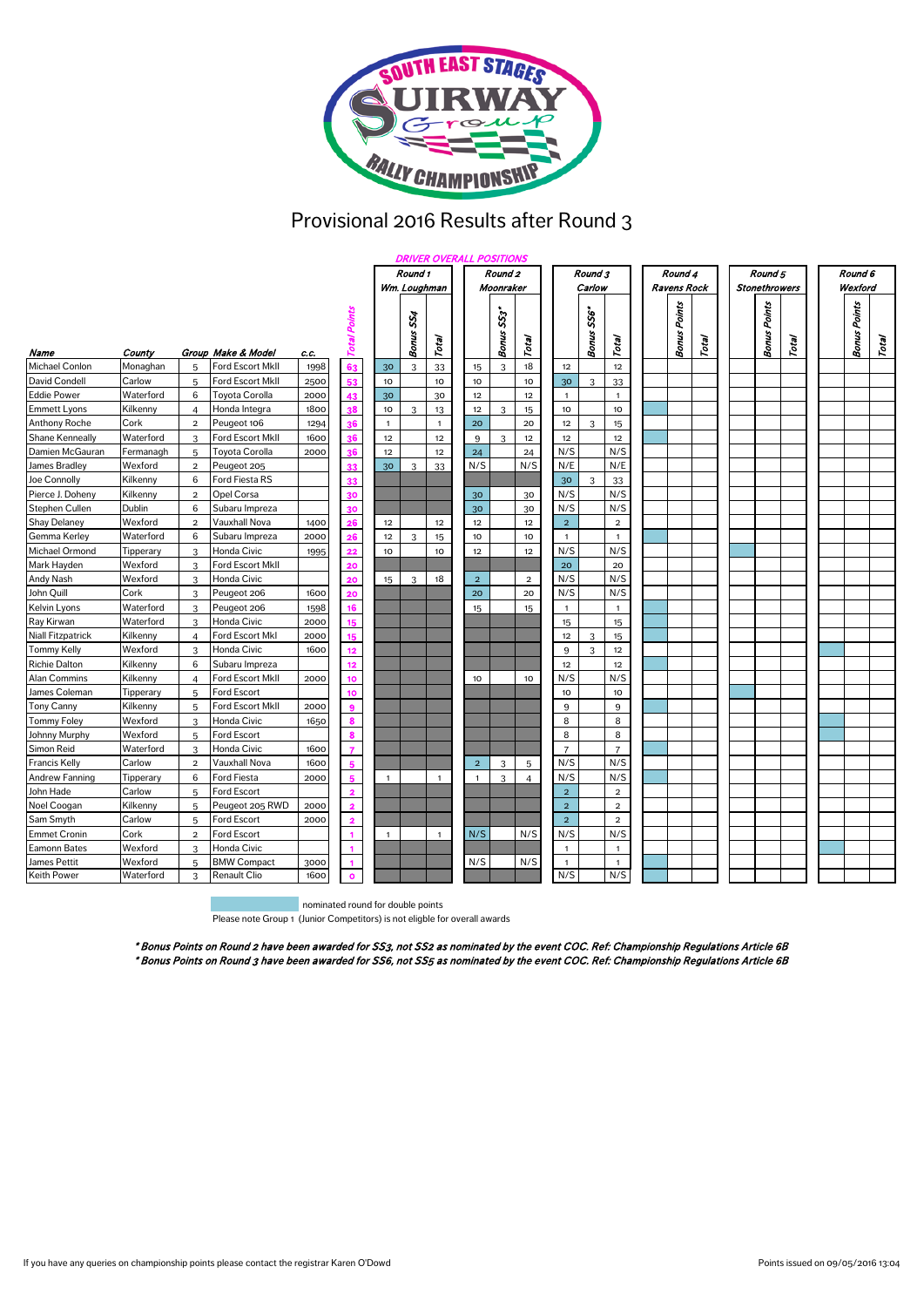# SOUTH EAST STAGES SUIRWAY Group RALLY CHAMPIONSHIP

## Provisional 2016 Results after Round 3

| Name | County | Group | Make & Model | C.C. | Total Points | Round 1 Wm. Loughman | | | Round 2 Moonraker | | | Round 3 Carlow | | | Round 4 Ravens Rock | | | Round 5 Stonethrowers | | | Round 6 Wexford | | |
|---|---|---|---|---|---|---|---|---|---|---|---|---|---|---|---|---|---|---|---|---|---|---|---|
| | | | | | | | Bonus SS4 | Total | | Bonus SS3* | Total | | Bonus SS6* | Total | | Bonus Points | Total | | Bonus Points | Total | | Bonus Points | Total |
| Michael Conlon | Monaghan | 5 | Ford Escort MkII | 1998 | 63 | 30 | 3 | 33 | 15 | 3 | 18 | 12 | | 12 | | | | | | | | | |
| David Condell | Carlow | 5 | Ford Escort MkII | 2500 | 53 | 10 | | 10 | 10 | | 10 | 30 | 3 | 33 | | | | | | | | | |
| Eddie Power | Waterford | 6 | Toyota Corolla | 2000 | 43 | 30 | | 30 | 12 | | 12 | 1 | | 1 | | | | | | | | | |
| Emmett Lyons | Kilkenny | 4 | Honda Integra | 1800 | 38 | 10 | 3 | 13 | 12 | 3 | 15 | 10 | | 10 | | | | | | | | | |
| Anthony Roche | Cork | 2 | Peugeot 106 | 1294 | 36 | 1 | | 1 | 20 | | 20 | 12 | 3 | 15 | | | | | | | | | |
| Shane Kenneally | Waterford | 3 | Ford Escort MkII | 1600 | 36 | 12 | | 12 | 9 | 3 | 12 | 12 | | 12 | | | | | | | | | |
| Damien McGauran | Fermanagh | 5 | Toyota Corolla | 2000 | 36 | 12 | | 12 | 24 | | 24 | N/S | | N/S | | | | | | | | | |
| James Bradley | Wexford | 2 | Peugeot 205 | | 33 | 30 | 3 | 33 | N/S | | N/S | N/E | | N/E | | | | | | | | | |
| Joe Connolly | Kilkenny | 6 | Ford Fiesta RS | | 33 | | | | | | | 30 | 3 | 33 | | | | | | | | | |
| Pierce J. Doheny | Kilkenny | 2 | Opel Corsa | | 30 | | | | 30 | | 30 | N/S | | N/S | | | | | | | | | |
| Stephen Cullen | Dublin | 6 | Subaru Impreza | | 30 | | | | 30 | | 30 | N/S | | N/S | | | | | | | | | |
| Shay Delaney | Wexford | 2 | Vauxhall Nova | 1400 | 26 | 12 | | 12 | 12 | | 12 | 2 | | 2 | | | | | | | | | |
| Gemma Kerley | Waterford | 6 | Subaru Impreza | 2000 | 26 | 12 | 3 | 15 | 10 | | 10 | 1 | | 1 | | | | | | | | | |
| Michael Ormond | Tipperary | 3 | Honda Civic | 1995 | 22 | 10 | | 10 | 12 | | 12 | N/S | | N/S | | | | | | | | | |
| Mark Hayden | Wexford | 3 | Ford Escort MkII | | 20 | | | | | | | 20 | | 20 | | | | | | | | | |
| Andy Nash | Wexford | 3 | Honda Civic | | 20 | 15 | 3 | 18 | 2 | | 2 | N/S | | N/S | | | | | | | | | |
| John Quill | Cork | 3 | Peugeot 206 | 1600 | 20 | | | | 20 | | 20 | N/S | | N/S | | | | | | | | | |
| Kelvin Lyons | Waterford | 3 | Peugeot 206 | 1598 | 16 | | | | 15 | | 15 | 1 | | 1 | | | | | | | | | |
| Ray Kirwan | Waterford | 3 | Honda Civic | 2000 | 15 | | | | | | | 15 | | 15 | | | | | | | | | |
| Niall Fitzpatrick | Kilkenny | 4 | Ford Escort MkI | 2000 | 15 | | | | | | | 12 | 3 | 15 | | | | | | | | | |
| Tommy Kelly | Wexford | 3 | Honda Civic | 1600 | 12 | | | | | | | 9 | 3 | 12 | | | | | | | | | |
| Richie Dalton | Kilkenny | 6 | Subaru Impreza | | 12 | | | | | | | 12 | | 12 | | | | | | | | | |
| Alan Commins | Kilkenny | 4 | Ford Escort MkII | 2000 | 10 | | | | 10 | | 10 | N/S | | N/S | | | | | | | | | |
| James Coleman | Tipperary | 5 | Ford Escort | | 10 | | | | | | | 10 | | 10 | | | | | | | | | |
| Tony Canny | Kilkenny | 5 | Ford Escort MkII | 2000 | 9 | | | | | | | 9 | | 9 | | | | | | | | | |
| Tommy Foley | Wexford | 3 | Honda Civic | 1650 | 8 | | | | | | | 8 | | 8 | | | | | | | | | |
| Johnny Murphy | Wexford | 5 | Ford Escort | | 8 | | | | | | | 8 | | 8 | | | | | | | | | |
| Simon Reid | Waterford | 3 | Honda Civic | 1600 | 7 | | | | | | | 7 | | 7 | | | | | | | | | |
| Francis Kelly | Carlow | 2 | Vauxhall Nova | 1600 | 5 | | | | 2 | 3 | 5 | N/S | | N/S | | | | | | | | | |
| Andrew Fanning | Tipperary | 6 | Ford Fiesta | 2000 | 5 | 1 | | 1 | 1 | 3 | 4 | N/S | | N/S | | | | | | | | | |
| John Hade | Carlow | 5 | Ford Escort | | 2 | | | | | | | 2 | | 2 | | | | | | | | | |
| Noel Coogan | Kilkenny | 5 | Peugeot 205 RWD | 2000 | 2 | | | | | | | 2 | | 2 | | | | | | | | | |
| Sam Smyth | Carlow | 5 | Ford Escort | 2000 | 2 | | | | | | | 2 | | 2 | | | | | | | | | |
| Emmet Cronin | Cork | 2 | Ford Escort | | 1 | 1 | | 1 | N/S | | N/S | N/S | | N/S | | | | | | | | | |
| Eamonn Bates | Wexford | 3 | Honda Civic | | 1 | | | | | | | 1 | | 1 | | | | | | | | | |
| James Pettit | Wexford | 5 | BMW Compact | 3000 | 1 | | | | N/S | | N/S | 1 | | 1 | | | | | | | | | |
| Keith Power | Waterford | 3 | Renault Clio | 1600 | 0 | | | | | | | N/S | | N/S | | | | | | | | | |

nominated round for double points

Please note Group 1 (Junior Competitors) is not eligble for overall awards

*\* Bonus Points on Round 2 have been awarded for SS3, not SS2 as nominated by the event COC. Ref: Championship Regulations Article 6B*
*\* Bonus Points on Round 3 have been awarded for SS6, not SS5 as nominated by the event COC. Ref: Championship Regulations Article 6B*

If you have any queries on championship points please contact the registrar Karen O'Dowd

Points issued on 09/05/2016 13:04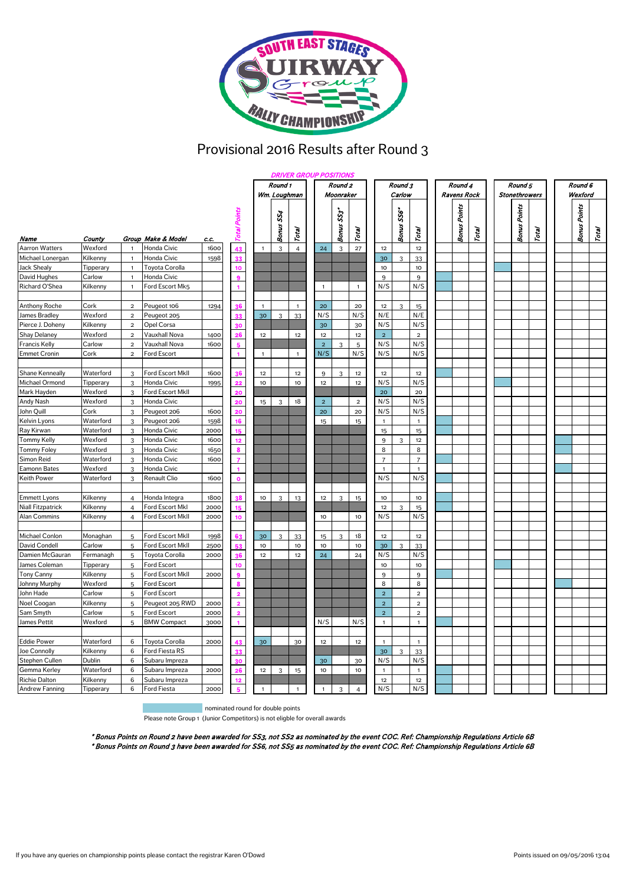# Provisional 2016 Results after Round 3

| | | | | | | DRIVER GROUP POSITIONS | | | | | | | | | | | | | | | | | |
|---|---|---|---|---|---|---|---|---|---|---|---|---|---|---|---|---|---|---|---|---|---|---|---|
| | | | | | | Round 1 Wm. Loughman | | | Round 2 Moonraker | | | Round 3 Carlow | | | Round 4 Ravens Rock | | | Round 5 Stonethrowers | | | Round 6 Wexford | | |
| Name | County | Group | Make & Model | c.c. | Total Points | | Bonus SS4 | Total | | Bonus SS3* | Total | | Bonus SS6* | Total | | Bonus Points | Total | | Bonus Points | Total | | Bonus Points | Total |
| Aarron Watters | Wexford | 1 | Honda Civic | 1600 | 43 | 1 | 3 | 4 | 24 | 3 | 27 | 12 | | 12 | | | | | | | | | |
| Michael Lonergan | Kilkenny | 1 | Honda Civic | 1598 | 33 | | | | | | | 30 | 3 | 33 | | | | | | | | | |
| Jack Shealy | Tipperary | 1 | Toyota Corolla | | 10 | | | | | | | 10 | | 10 | | | | | | | | | |
| David Hughes | Carlow | 1 | Honda Civic | | 9 | | | | | | | 9 | | 9 | | | | | | | | | |
| Richard O'Shea | Kilkenny | 1 | Ford Escort Mk5 | | 1 | | | | 1 | | 1 | N/S | | N/S | | | | | | | | | |
| | | | | | | | | | | | | | | | | | | | | | | | |
| Anthony Roche | Cork | 2 | Peugeot 106 | 1294 | 36 | 1 | | 1 | 20 | | 20 | 12 | 3 | 15 | | | | | | | | | |
| James Bradley | Wexford | 2 | Peugeot 205 | | 33 | 30 | 3 | 33 | N/S | | N/S | N/E | | N/E | | | | | | | | | |
| Pierce J. Doheny | Kilkenny | 2 | Opel Corsa | | 30 | | | | 30 | | 30 | N/S | | N/S | | | | | | | | | |
| Shay Delaney | Wexford | 2 | Vauxhall Nova | 1400 | 26 | 12 | | 12 | 12 | | 12 | 2 | | 2 | | | | | | | | | |
| Francis Kelly | Carlow | 2 | Vauxhall Nova | 1600 | 5 | | | | 2 | 3 | 5 | N/S | | N/S | | | | | | | | | |
| Emmet Cronin | Cork | 2 | Ford Escort | | 1 | 1 | | 1 | N/S | | N/S | N/S | | N/S | | | | | | | | | |
| | | | | | | | | | | | | | | | | | | | | | | | |
| Shane Kenneally | Waterford | 3 | Ford Escort MkII | 1600 | 36 | 12 | | 12 | 9 | 3 | 12 | 12 | | 12 | | | | | | | | | |
| Michael Ormond | Tipperary | 3 | Honda Civic | 1995 | 22 | 10 | | 10 | 12 | | 12 | N/S | | N/S | | | | | | | | | |
| Mark Hayden | Wexford | 3 | Ford Escort MkII | | 20 | | | | | | | 20 | | 20 | | | | | | | | | |
| Andy Nash | Wexford | 3 | Honda Civic | | 20 | 15 | 3 | 18 | 2 | | 2 | N/S | | N/S | | | | | | | | | |
| John Quill | Cork | 3 | Peugeot 206 | 1600 | 20 | | | | 20 | | 20 | N/S | | N/S | | | | | | | | | |
| Kelvin Lyons | Waterford | 3 | Peugeot 206 | 1598 | 16 | | | | 15 | | 15 | 1 | | 1 | | | | | | | | | |
| Ray Kirwan | Waterford | 3 | Honda Civic | 2000 | 15 | | | | | | | 15 | | 15 | | | | | | | | | |
| Tommy Kelly | Wexford | 3 | Honda Civic | 1600 | 12 | | | | | | | 9 | 3 | 12 | | | | | | | | | |
| Tommy Foley | Wexford | 3 | Honda Civic | 1650 | 8 | | | | | | | 8 | | 8 | | | | | | | | | |
| Simon Reid | Waterford | 3 | Honda Civic | 1600 | 7 | | | | | | | 7 | | 7 | | | | | | | | | |
| Eamonn Bates | Wexford | 3 | Honda Civic | | 1 | | | | | | | 1 | | 1 | | | | | | | | | |
| Keith Power | Waterford | 3 | Renault Clio | 1600 | 0 | | | | | | | N/S | | N/S | | | | | | | | | |
| | | | | | | | | | | | | | | | | | | | | | | | |
| Emmett Lyons | Kilkenny | 4 | Honda Integra | 1800 | 38 | 10 | 3 | 13 | 12 | 3 | 15 | 10 | | 10 | | | | | | | | | |
| Niall Fitzpatrick | Kilkenny | 4 | Ford Escort MkI | 2000 | 15 | | | | | | | 12 | 3 | 15 | | | | | | | | | |
| Alan Commins | Kilkenny | 4 | Ford Escort MkII | 2000 | 10 | | | | 10 | | 10 | N/S | | N/S | | | | | | | | | |
| | | | | | | | | | | | | | | | | | | | | | | | |
| Michael Conlon | Monaghan | 5 | Ford Escort MkII | 1998 | 63 | 30 | 3 | 33 | 15 | 3 | 18 | 12 | | 12 | | | | | | | | | |
| David Condell | Carlow | 5 | Ford Escort MkII | 2500 | 53 | 10 | | 10 | 10 | | 10 | 30 | 3 | 33 | | | | | | | | | |
| Damien McGauran | Fermanagh | 5 | Toyota Corolla | 2000 | 36 | 12 | | 12 | 24 | | 24 | N/S | | N/S | | | | | | | | | |
| James Coleman | Tipperary | 5 | Ford Escort | | 10 | | | | | | | 10 | | 10 | | | | | | | | | |
| Tony Canny | Kilkenny | 5 | Ford Escort MkII | 2000 | 9 | | | | | | | 9 | | 9 | | | | | | | | | |
| Johnny Murphy | Wexford | 5 | Ford Escort | | 8 | | | | | | | 8 | | 8 | | | | | | | | | |
| John Hade | Carlow | 5 | Ford Escort | | 2 | | | | | | | 2 | | 2 | | | | | | | | | |
| Noel Coogan | Kilkenny | 5 | Peugeot 205 RWD | 2000 | 2 | | | | | | | 2 | | 2 | | | | | | | | | |
| Sam Smyth | Carlow | 5 | Ford Escort | 2000 | 2 | | | | | | | 2 | | 2 | | | | | | | | | |
| James Pettit | Wexford | 5 | BMW Compact | 3000 | 1 | | | | N/S | | N/S | 1 | | 1 | | | | | | | | | |
| | | | | | | | | | | | | | | | | | | | | | | | |
| Eddie Power | Waterford | 6 | Toyota Corolla | 2000 | 43 | 30 | | 30 | 12 | | 12 | 1 | | 1 | | | | | | | | | |
| Joe Connolly | Kilkenny | 6 | Ford Fiesta RS | | 33 | | | | | | | 30 | 3 | 33 | | | | | | | | | |
| Stephen Cullen | Dublin | 6 | Subaru Impreza | | 30 | | | | 30 | | 30 | N/S | | N/S | | | | | | | | | |
| Gemma Kerley | Waterford | 6 | Subaru Impreza | 2000 | 26 | 12 | 3 | 15 | 10 | | 10 | 1 | | 1 | | | | | | | | | |
| Richie Dalton | Kilkenny | 6 | Subaru Impreza | | 12 | | | | | | | 12 | | 12 | | | | | | | | | |
| Andrew Fanning | Tipperary | 6 | Ford Fiesta | 2000 | 5 | 1 | | 1 | 1 | 3 | 4 | N/S | | N/S | | | | | | | | | |

nominated round for double points

Please note Group 1 (Junior Competitors) is not eligble for overall awards

*\* Bonus Points on Round 2 have been awarded for SS3, not SS2 as nominated by the event COC. Ref: Championship Regulations Article 6B*

*\* Bonus Points on Round 3 have been awarded for SS6, not SS5 as nominated by the event COC. Ref: Championship Regulations Article 6B*

If you have any queries on championship points please contact the registrar Karen O'Dowd

Points issued on 09/05/2016 13:04